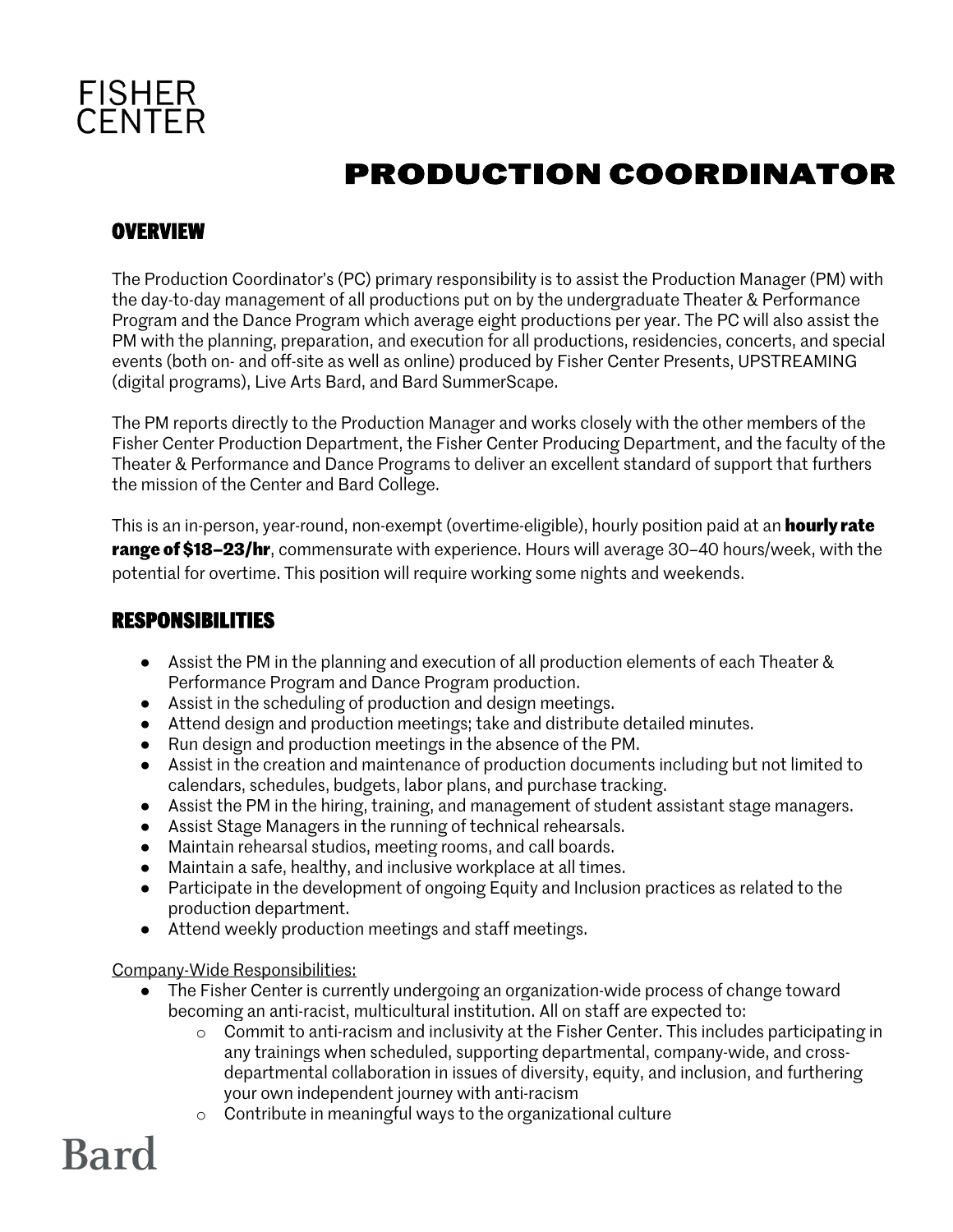FISHER
CENTER

# PRODUCTION COORDINATOR

## OVERVIEW

The Production Coordinator's (PC) primary responsibility is to assist the Production Manager (PM) with the day-to-day management of all productions put on by the undergraduate Theater & Performance Program and the Dance Program which average eight productions per year. The PC will also assist the PM with the planning, preparation, and execution for all productions, residencies, concerts, and special events (both on- and off-site as well as online) produced by Fisher Center Presents, UPSTREAMING (digital programs), Live Arts Bard, and Bard SummerScape.

The PM reports directly to the Production Manager and works closely with the other members of the Fisher Center Production Department, the Fisher Center Producing Department, and the faculty of the Theater & Performance and Dance Programs to deliver an excellent standard of support that furthers the mission of the Center and Bard College.

This is an in-person, year-round, non-exempt (overtime-eligible), hourly position paid at an **hourly rate range of $18–23/hr**, commensurate with experience. Hours will average 30–40 hours/week, with the potential for overtime. This position will require working some nights and weekends.

## RESPONSIBILITIES

- Assist the PM in the planning and execution of all production elements of each Theater & Performance Program and Dance Program production.
- Assist in the scheduling of production and design meetings.
- Attend design and production meetings; take and distribute detailed minutes.
- Run design and production meetings in the absence of the PM.
- Assist in the creation and maintenance of production documents including but not limited to calendars, schedules, budgets, labor plans, and purchase tracking.
- Assist the PM in the hiring, training, and management of student assistant stage managers.
- Assist Stage Managers in the running of technical rehearsals.
- Maintain rehearsal studios, meeting rooms, and call boards.
- Maintain a safe, healthy, and inclusive workplace at all times.
- Participate in the development of ongoing Equity and Inclusion practices as related to the production department.
- Attend weekly production meetings and staff meetings.

Company-Wide Responsibilities:

- The Fisher Center is currently undergoing an organization-wide process of change toward becoming an anti-racist, multicultural institution. All on staff are expected to:
  - Commit to anti-racism and inclusivity at the Fisher Center. This includes participating in any trainings when scheduled, supporting departmental, company-wide, and cross-departmental collaboration in issues of diversity, equity, and inclusion, and furthering your own independent journey with anti-racism
  - Contribute in meaningful ways to the organizational culture

Bard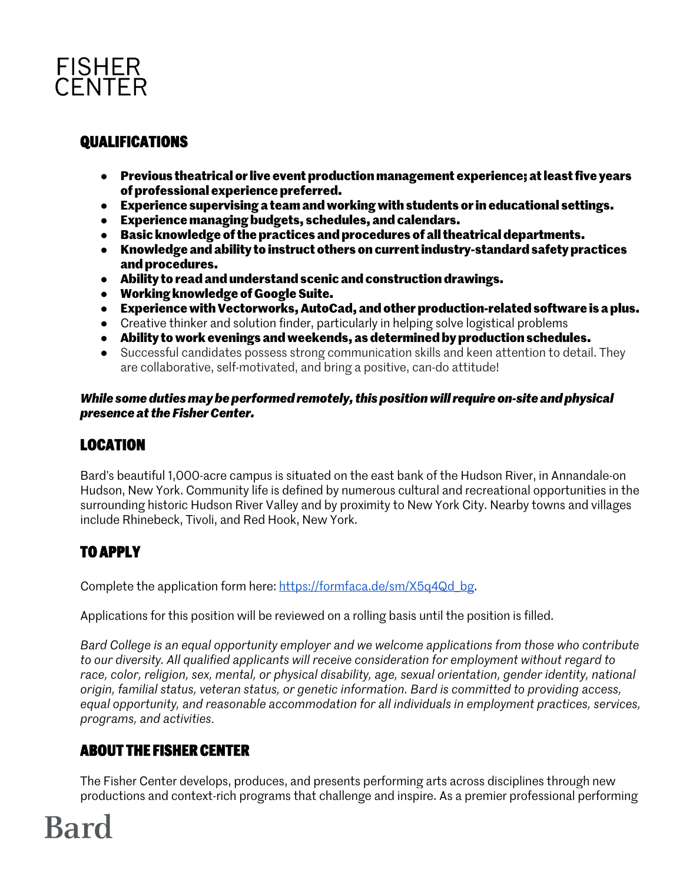## QUALIFICATIONS

- **Previous theatrical or live event production management experience; at least five years of professional experience preferred.**
- **Experience supervising a team and working with students or in educational settings.**
- **Experience managing budgets, schedules, and calendars.**
- **Basic knowledge of the practices and procedures of all theatrical departments.**
- **Knowledge and ability to instruct others on current industry-standard safety practices and procedures.**
- **Ability to read and understand scenic and construction drawings.**
- **Working knowledge of Google Suite.**
- **Experience with Vectorworks, AutoCad, and other production-related software is a plus.**
- Creative thinker and solution finder, particularly in helping solve logistical problems
- **Ability to work evenings and weekends, as determined by production schedules.**
- Successful candidates possess strong communication skills and keen attention to detail. They are collaborative, self-motivated, and bring a positive, can-do attitude!

***While some duties may be performed remotely, this position will require on-site and physical presence at the Fisher Center.***

## LOCATION

Bard's beautiful 1,000-acre campus is situated on the east bank of the Hudson River, in Annandale-on Hudson, New York. Community life is defined by numerous cultural and recreational opportunities in the surrounding historic Hudson River Valley and by proximity to New York City. Nearby towns and villages include Rhinebeck, Tivoli, and Red Hook, New York.

## TO APPLY

Complete the application form here: https://formfaca.de/sm/X5q4Qd_bg.

Applications for this position will be reviewed on a rolling basis until the position is filled.

*Bard College is an equal opportunity employer and we welcome applications from those who contribute to our diversity. All qualified applicants will receive consideration for employment without regard to race, color, religion, sex, mental, or physical disability, age, sexual orientation, gender identity, national origin, familial status, veteran status, or genetic information. Bard is committed to providing access, equal opportunity, and reasonable accommodation for all individuals in employment practices, services, programs, and activities.*

## ABOUT THE FISHER CENTER

The Fisher Center develops, produces, and presents performing arts across disciplines through new productions and context-rich programs that challenge and inspire. As a premier professional performing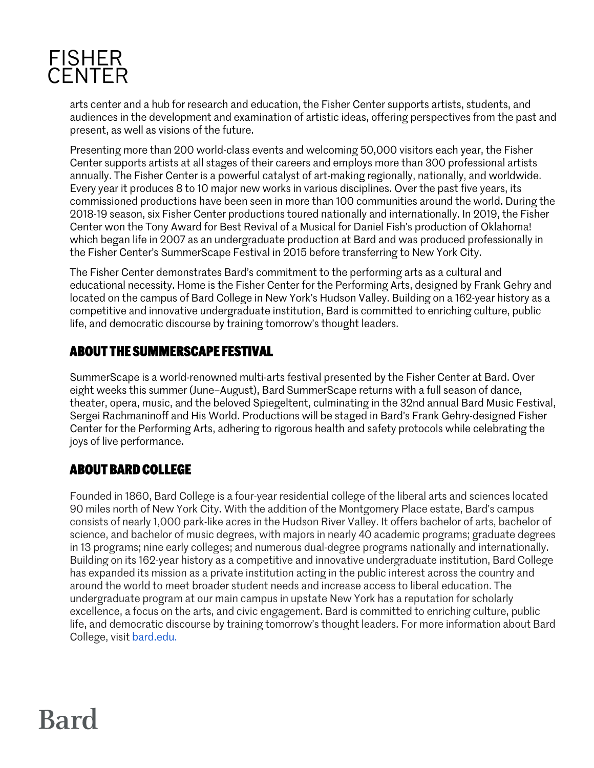arts center and a hub for research and education, the Fisher Center supports artists, students, and audiences in the development and examination of artistic ideas, offering perspectives from the past and present, as well as visions of the future.

Presenting more than 200 world-class events and welcoming 50,000 visitors each year, the Fisher Center supports artists at all stages of their careers and employs more than 300 professional artists annually. The Fisher Center is a powerful catalyst of art-making regionally, nationally, and worldwide. Every year it produces 8 to 10 major new works in various disciplines. Over the past five years, its commissioned productions have been seen in more than 100 communities around the world. During the 2018-19 season, six Fisher Center productions toured nationally and internationally. In 2019, the Fisher Center won the Tony Award for Best Revival of a Musical for Daniel Fish's production of Oklahoma! which began life in 2007 as an undergraduate production at Bard and was produced professionally in the Fisher Center's SummerScape Festival in 2015 before transferring to New York City.

The Fisher Center demonstrates Bard's commitment to the performing arts as a cultural and educational necessity. Home is the Fisher Center for the Performing Arts, designed by Frank Gehry and located on the campus of Bard College in New York's Hudson Valley. Building on a 162-year history as a competitive and innovative undergraduate institution, Bard is committed to enriching culture, public life, and democratic discourse by training tomorrow's thought leaders.

## ABOUT THE SUMMERSCAPE FESTIVAL

SummerScape is a world-renowned multi-arts festival presented by the Fisher Center at Bard. Over eight weeks this summer (June–August), Bard SummerScape returns with a full season of dance, theater, opera, music, and the beloved Spiegeltent, culminating in the 32nd annual Bard Music Festival, Sergei Rachmaninoff and His World. Productions will be staged in Bard's Frank Gehry-designed Fisher Center for the Performing Arts, adhering to rigorous health and safety protocols while celebrating the joys of live performance.

## ABOUT BARD COLLEGE

Founded in 1860, Bard College is a four-year residential college of the liberal arts and sciences located 90 miles north of New York City. With the addition of the Montgomery Place estate, Bard's campus consists of nearly 1,000 park-like acres in the Hudson River Valley. It offers bachelor of arts, bachelor of science, and bachelor of music degrees, with majors in nearly 40 academic programs; graduate degrees in 13 programs; nine early colleges; and numerous dual-degree programs nationally and internationally. Building on its 162-year history as a competitive and innovative undergraduate institution, Bard College has expanded its mission as a private institution acting in the public interest across the country and around the world to meet broader student needs and increase access to liberal education. The undergraduate program at our main campus in upstate New York has a reputation for scholarly excellence, a focus on the arts, and civic engagement. Bard is committed to enriching culture, public life, and democratic discourse by training tomorrow's thought leaders. For more information about Bard College, visit bard.edu.